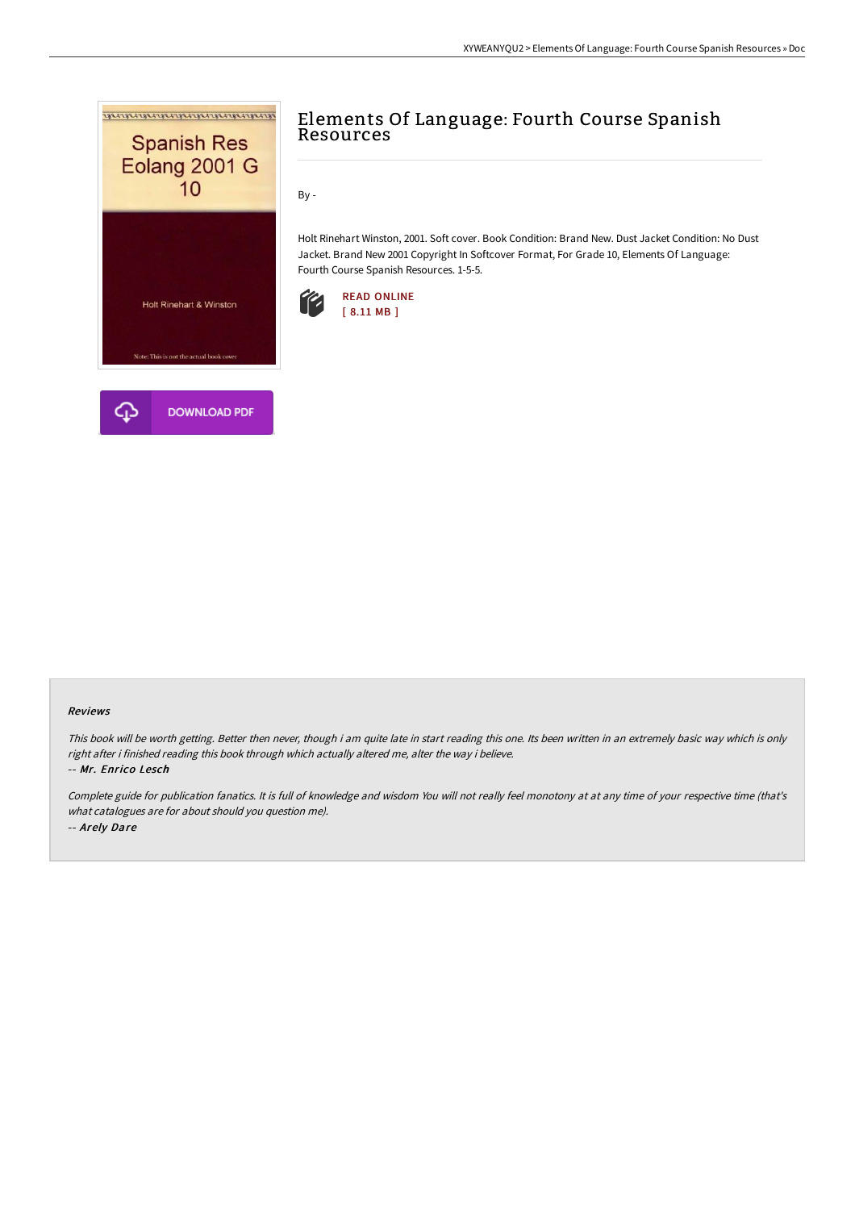# Elements Of Language: Fourth Course Spanish Resources

By -

Holt Rinehart Winston, 2001. Soft cover. Book Condition: Brand New. Dust Jacket Condition: No Dust Jacket. Brand New 2001 Copyright In Softcover Format, For Grade 10, Elements Of Language: Fourth Course Spanish Resources. 1-5-5.

READ ONLINE
[ 8.11 MB ]

DOWNLOAD PDF

#### Reviews

*This book will be worth getting. Better then never, though i am quite late in start reading this one. Its been written in an extremely basic way which is only right after i finished reading this book through which actually altered me, alter the way i believe.*

*-- Mr. Enrico Lesch*

*Complete guide for publication fanatics. It is full of knowledge and wisdom You will not really feel monotony at at any time of your respective time (that's what catalogues are for about should you question me).*

*-- Arely Dare*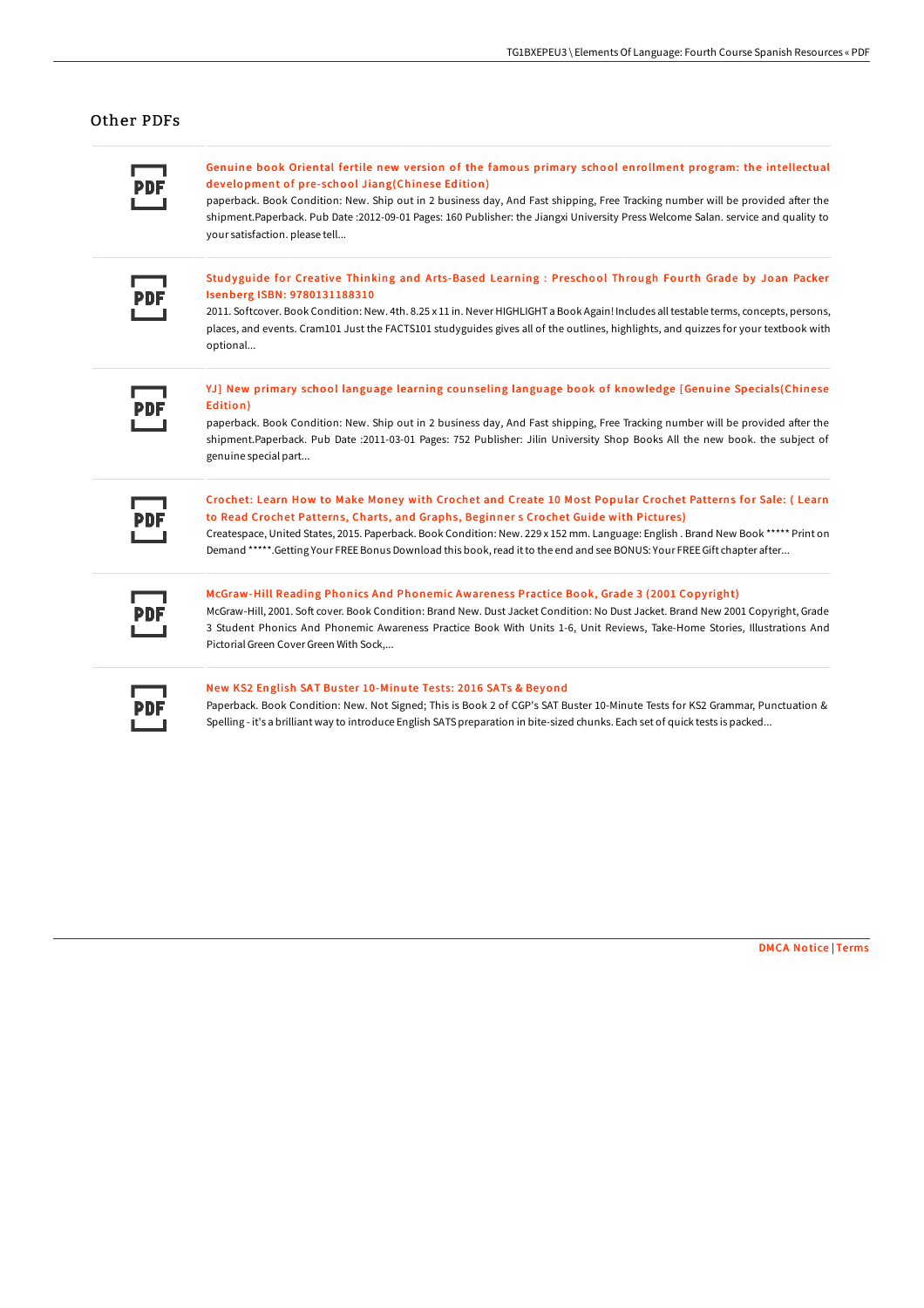## Other PDFs

**Genuine book Oriental fertile new version of the famous primary school enrollment program: the intellectual development of pre-school Jiang(Chinese Edition)**

paperback. Book Condition: New. Ship out in 2 business day, And Fast shipping, Free Tracking number will be provided after the shipment.Paperback. Pub Date :2012-09-01 Pages: 160 Publisher: the Jiangxi University Press Welcome Salan. service and quality to your satisfaction. please tell...

**Studyguide for Creative Thinking and Arts-Based Learning : Preschool Through Fourth Grade by Joan Packer Isenberg ISBN: 9780131188310**

2011. Softcover. Book Condition: New. 4th. 8.25 x 11 in. Never HIGHLIGHT a Book Again! Includes all testable terms, concepts, persons, places, and events. Cram101 Just the FACTS101 studyguides gives all of the outlines, highlights, and quizzes for your textbook with optional...

**YJ] New primary school language learning counseling language book of knowledge [Genuine Specials(Chinese Edition)**

paperback. Book Condition: New. Ship out in 2 business day, And Fast shipping, Free Tracking number will be provided after the shipment.Paperback. Pub Date :2011-03-01 Pages: 752 Publisher: Jilin University Shop Books All the new book. the subject of genuine special part...

**Crochet: Learn How to Make Money with Crochet and Create 10 Most Popular Crochet Patterns for Sale: ( Learn to Read Crochet Patterns, Charts, and Graphs, Beginner s Crochet Guide with Pictures)**

Createspace, United States, 2015. Paperback. Book Condition: New. 229 x 152 mm. Language: English . Brand New Book ***** Print on Demand *****.Getting Your FREE Bonus Download this book, read it to the end and see BONUS: Your FREE Gift chapter after...

**McGraw-Hill Reading Phonics And Phonemic Awareness Practice Book, Grade 3 (2001 Copyright)**

McGraw-Hill, 2001. Soft cover. Book Condition: Brand New. Dust Jacket Condition: No Dust Jacket. Brand New 2001 Copyright, Grade 3 Student Phonics And Phonemic Awareness Practice Book With Units 1-6, Unit Reviews, Take-Home Stories, Illustrations And Pictorial Green Cover Green With Sock,...

**New KS2 English SAT Buster 10-Minute Tests: 2016 SATs & Beyond**

Paperback. Book Condition: New. Not Signed; This is Book 2 of CGP's SAT Buster 10-Minute Tests for KS2 Grammar, Punctuation & Spelling - it's a brilliant way to introduce English SATS preparation in bite-sized chunks. Each set of quick tests is packed...

DMCA Notice | Terms